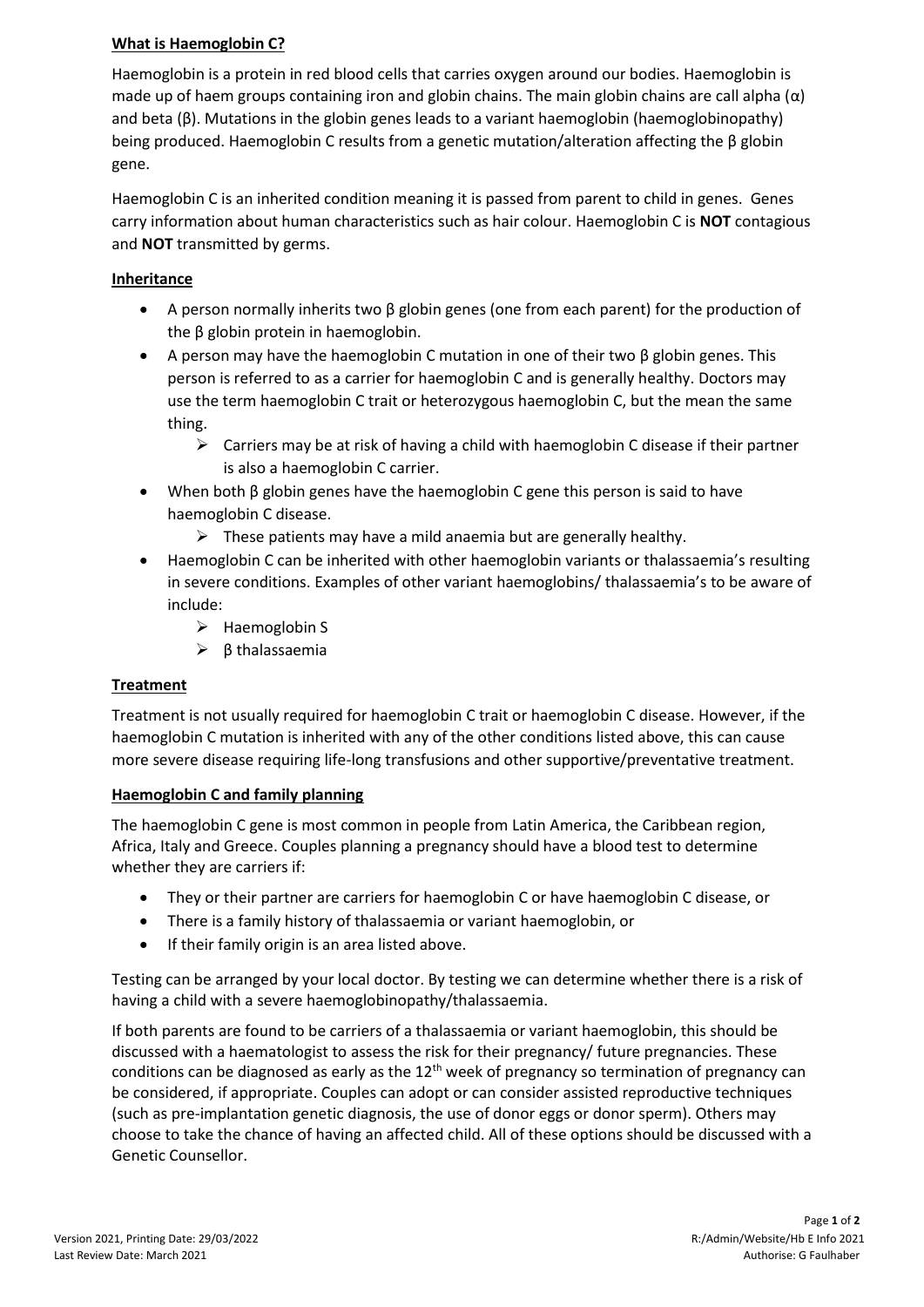## **What is Haemoglobin C?**

Haemoglobin is a protein in red blood cells that carries oxygen around our bodies. Haemoglobin is made up of haem groups containing iron and globin chains. The main globin chains are call alpha (α) and beta (β). Mutations in the globin genes leads to a variant haemoglobin (haemoglobinopathy) being produced. Haemoglobin C results from a genetic mutation/alteration affecting the β globin gene.

Haemoglobin C is an inherited condition meaning it is passed from parent to child in genes. Genes carry information about human characteristics such as hair colour. Haemoglobin C is **NOT** contagious and **NOT** transmitted by germs.

### **Inheritance**

- A person normally inherits two β globin genes (one from each parent) for the production of the β globin protein in haemoglobin.
- A person may have the haemoglobin C mutation in one of their two β globin genes. This person is referred to as a carrier for haemoglobin C and is generally healthy. Doctors may use the term haemoglobin C trait or heterozygous haemoglobin C, but the mean the same thing.
    - Carriers may be at risk of having a child with haemoglobin C disease if their partner is also a haemoglobin C carrier.
- When both β globin genes have the haemoglobin C gene this person is said to have haemoglobin C disease.
    - These patients may have a mild anaemia but are generally healthy.
- Haemoglobin C can be inherited with other haemoglobin variants or thalassaemia's resulting in severe conditions. Examples of other variant haemoglobins/ thalassaemia's to be aware of include:
    - Haemoglobin S
    - β thalassaemia

### **Treatment**

Treatment is not usually required for haemoglobin C trait or haemoglobin C disease. However, if the haemoglobin C mutation is inherited with any of the other conditions listed above, this can cause more severe disease requiring life-long transfusions and other supportive/preventative treatment.

### **Haemoglobin C and family planning**

The haemoglobin C gene is most common in people from Latin America, the Caribbean region, Africa, Italy and Greece. Couples planning a pregnancy should have a blood test to determine whether they are carriers if:

- They or their partner are carriers for haemoglobin C or have haemoglobin C disease, or
- There is a family history of thalassaemia or variant haemoglobin, or
- If their family origin is an area listed above.

Testing can be arranged by your local doctor. By testing we can determine whether there is a risk of having a child with a severe haemoglobinopathy/thalassaemia.

If both parents are found to be carriers of a thalassaemia or variant haemoglobin, this should be discussed with a haematologist to assess the risk for their pregnancy/ future pregnancies. These conditions can be diagnosed as early as the 12th week of pregnancy so termination of pregnancy can be considered, if appropriate. Couples can adopt or can consider assisted reproductive techniques (such as pre-implantation genetic diagnosis, the use of donor eggs or donor sperm). Others may choose to take the chance of having an affected child. All of these options should be discussed with a Genetic Counsellor.

Version 2021, Printing Date: 29/03/2022
Last Review Date: March 2021

R:/Admin/Website/Hb E Info 2021
Authorise: G Faulhaber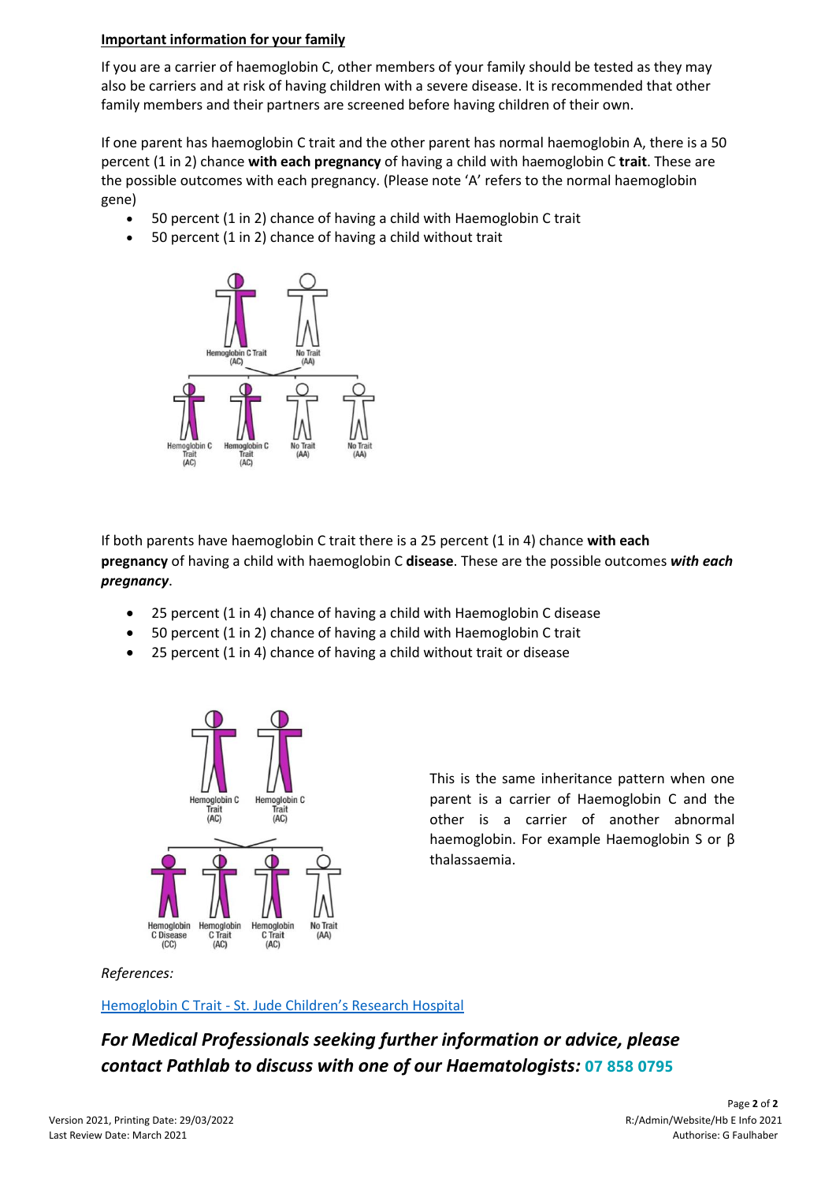**Important information for your family**

If you are a carrier of haemoglobin C, other members of your family should be tested as they may also be carriers and at risk of having children with a severe disease. It is recommended that other family members and their partners are screened before having children of their own.

If one parent has haemoglobin C trait and the other parent has normal haemoglobin A, there is a 50 percent (1 in 2) chance **with each pregnancy** of having a child with haemoglobin C **trait**. These are the possible outcomes with each pregnancy. (Please note 'A' refers to the normal haemoglobin gene)

- 50 percent (1 in 2) chance of having a child with Haemoglobin C trait
- 50 percent (1 in 2) chance of having a child without trait

Hemoglobin C Trait (AC)
No Trait (AA)

Hemoglobin C Trait (AC)
Hemoglobin C Trait (AC)
No Trait (AA)
No Trait (AA)

If both parents have haemoglobin C trait there is a 25 percent (1 in 4) chance **with each pregnancy** of having a child with haemoglobin C **disease**. These are the possible outcomes ***with each pregnancy***.

- 25 percent (1 in 4) chance of having a child with Haemoglobin C disease
- 50 percent (1 in 2) chance of having a child with Haemoglobin C trait
- 25 percent (1 in 4) chance of having a child without trait or disease

Hemoglobin C Trait (AC)
Hemoglobin C Trait (AC)

Hemoglobin C Disease (CC)
Hemoglobin C Trait (AC)
Hemoglobin C Trait (AC)
No Trait (AA)

This is the same inheritance pattern when one parent is a carrier of Haemoglobin C and the other is a carrier of another abnormal haemoglobin. For example Haemoglobin S or β thalassaemia.

*References:*

Hemoglobin C Trait - St. Jude Children's Research Hospital

***For Medical Professionals seeking further information or advice, please contact Pathlab to discuss with one of our Haematologists:*** **07 858 0795**

Version 2021, Printing Date: 29/03/2022
Last Review Date: March 2021

R:/Admin/Website/Hb E Info 2021
Authorise: G Faulhaber